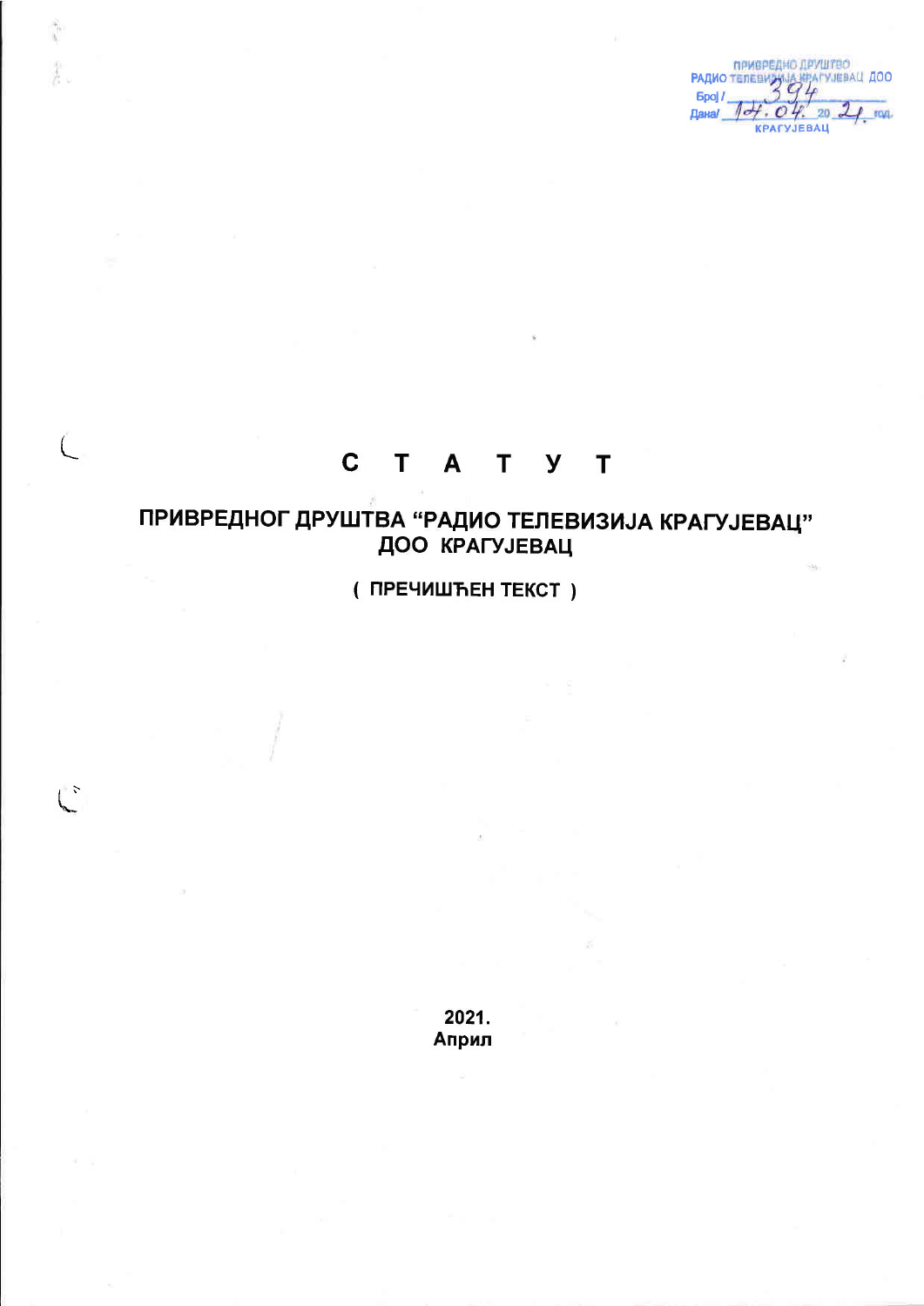ПРИВРЕДНО ДРУШТВО
РАДИО ТЕЛЕВИЗИЈА КРАГУЈЕВАЦ ДОО
Број / 394
Дана/ 14.04. 2021. год.
КРАГУЈЕВАЦ

# С Т А Т У Т

## ПРИВРЕДНОГ ДРУШТВА "РАДИО ТЕЛЕВИЗИЈА КРАГУЈЕВАЦ" ДОО КРАГУЈЕВАЦ

**( ПРЕЧИШЋЕН ТЕКСТ )**

**2021.**
**Април**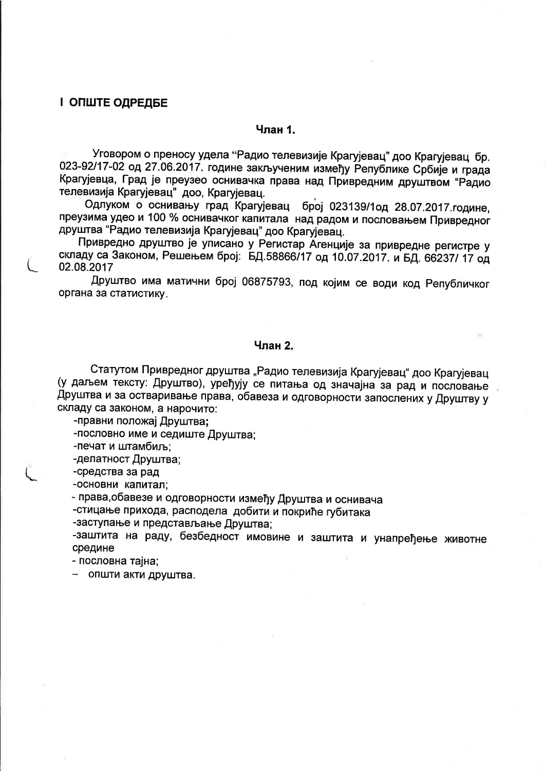## I ОПШТЕ ОДРЕДБЕ

### Члан 1.

Уговором о преносу удела "Радио телевизије Крагујевац" доо Крагујевац бр. 023-92/17-02 од 27.06.2017. године закљученим између Републике Србије и града Крагујевца, Град је преузео оснивачка права над Привредним друштвом "Радио телевизија Крагујевац" доо, Крагујевац.

Одлуком о оснивању град Крагујевац број 023139/1од 28.07.2017.године, преузима удео и 100 % оснивачког капитала над радом и пословањем Привредног друштва "Радио телевизија Крагујевац" доо Крагујевац.

Привредно друштво је уписано у Регистар Агенције за привредне регистре у складу са Законом, Решењем број: БД.58866/17 од 10.07.2017. и БД. 66237/ 17 од 02.08.2017

Друштво има матични број 06875793, под којим се води код Републичког органа за статистику.

### Члан 2.

Статутом Привредног друштва „Радио телевизија Крагујевац" доо Крагујевац (у даљем тексту: Друштво), уређују се питања од значајна за рад и пословање Друштва и за остваривање права, обавеза и одговорности запослених у Друштву у складу са законом, а нарочито:

- правни положај Друштва;
- пословно име и седиште Друштва;
- печат и штамбиљ;
- делатност Друштва;
- средства за рад
- основни капитал;
- права,обавезе и одговорности између Друштва и оснивача
- стицање прихода, расподела добити и покриће губитака
- заступање и представљање Друштва;
- заштита на раду, безбедност имовине и заштита и унапређење животне средине
- пословна тајна;
- општи акти друштва.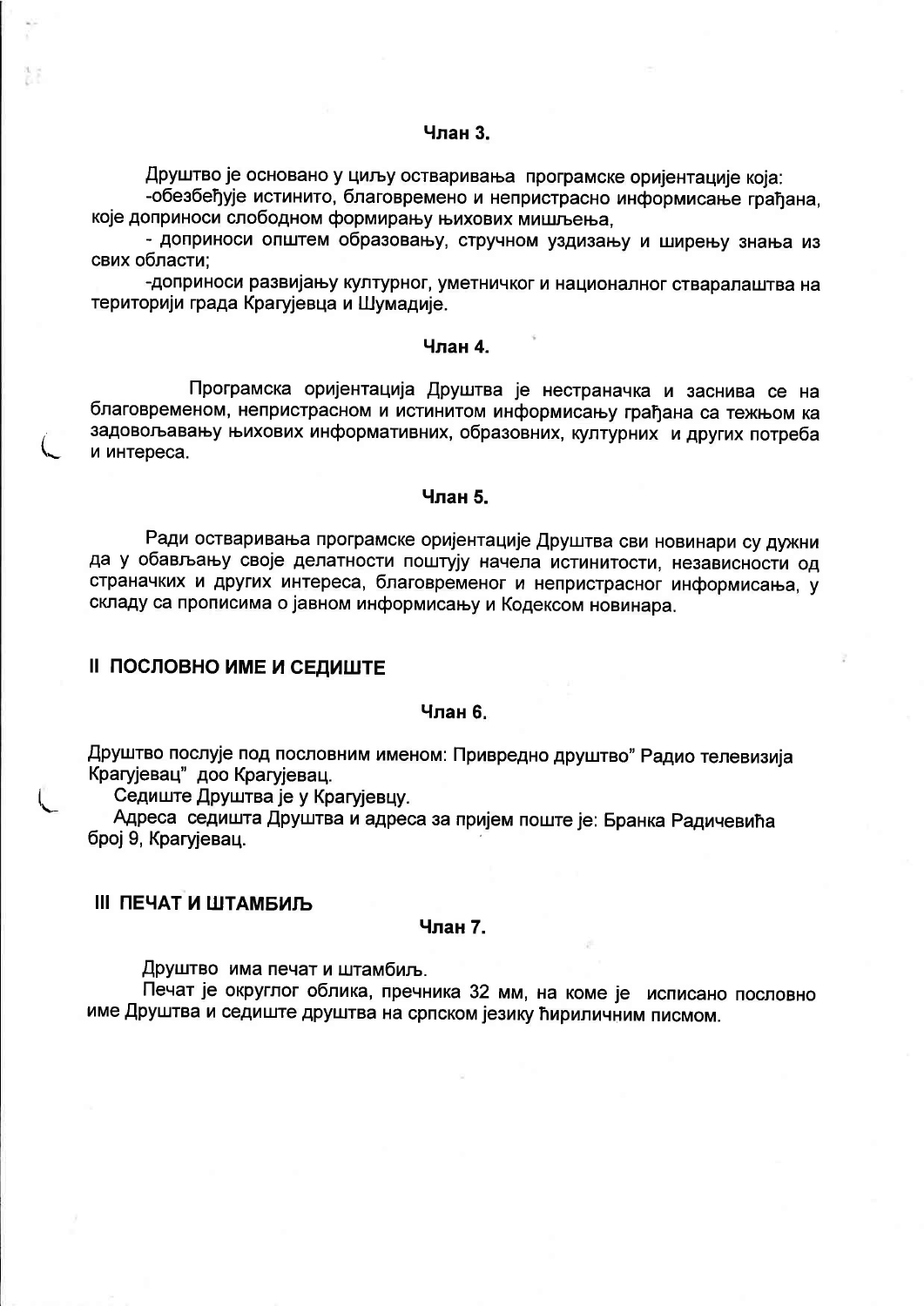**Члан 3.**

Друштво је основано у циљу остваривања програмске оријентације која:

-обезбеђује истинито, благовремено и непристрасно информисање грађана, које доприноси слободном формирању њихових мишљења,

- доприноси општем образовању, стручном уздизању и ширењу знања из свих области;

-доприноси развијању културног, уметничког и националног стваралаштва на територији града Крагујевца и Шумадије.

**Члан 4.**

Програмска оријентација Друштва је нестраначка и заснива се на благовременом, непристрасном и истинитом информисању грађана са тежњом ка задовољавању њихових информативних, образовних, културних и других потреба и интереса.

**Члан 5.**

Ради остваривања програмске оријентације Друштва сви новинари су дужни да у обављању своје делатности поштују начела истинитости, независности од страначких и других интереса, благовременог и непристрасног информисања, у складу са прописима о јавном информисању и Кодексом новинара.

## II ПОСЛОВНО ИМЕ И СЕДИШТЕ

**Члан 6.**

Друштво послује под пословним именом: Привредно друштво" Радио телевизија Крагујевац" доо Крагујевац.

Седиште Друштва је у Крагујевцу.

Адреса седишта Друштва и адреса за пријем поште је: Бранка Радичевића број 9, Крагујевац.

## III ПЕЧАТ И ШТАМБИЉ

**Члан 7.**

Друштво има печат и штамбиљ.

Печат је округлог облика, пречника 32 мм, на коме је исписано пословно име Друштва и седиште друштва на српском језику ћириличним писмом.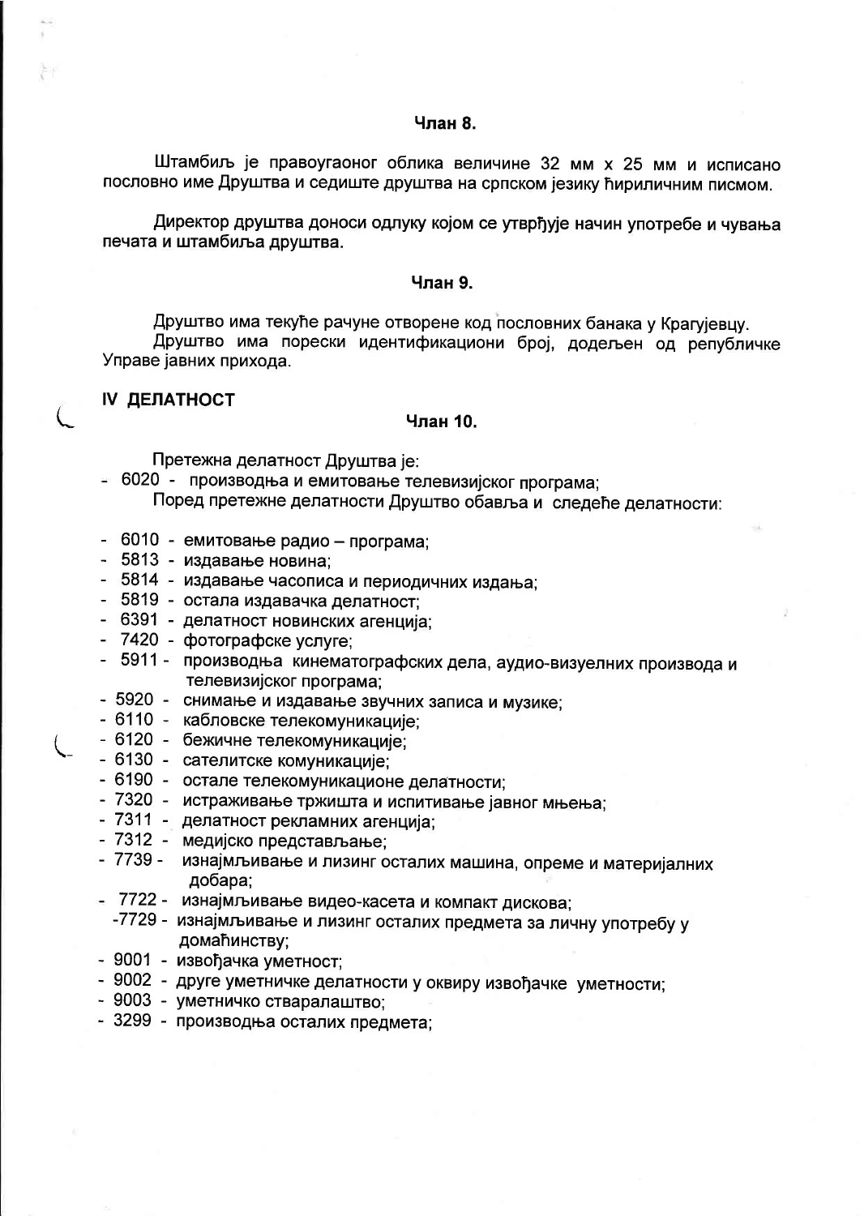**Члан 8.**

Штамбиљ је правоугаоног облика величине 32 мм x 25 мм и исписано пословно име Друштва и седиште друштва на српском језику ћириличним писмом.

Директор друштва доноси одлуку којом се утврђује начин употребе и чувања печата и штамбиља друштва.

**Члан 9.**

Друштво има текуће рачуне отворене код пословних банака у Крагујевцу.
Друштво има порески идентификациони број, додељен од републичке Управе јавних прихода.

## IV ДЕЛАТНОСТ

**Члан 10.**

Претежна делатност Друштва је:

- 6020 - производња и емитовање телевизијског програма;

Поред претежне делатности Друштво обавља и следеће делатности:

- 6010 - емитовање радио – програма;
- 5813 - издавање новина;
- 5814 - издавање часописа и периодичних издања;
- 5819 - остала издавачка делатност;
- 6391 - делатност новинских агенција;
- 7420 - фотографске услуге;
- 5911 - производња кинематографских дела, аудио-визуелних производа и телевизијског програма;
- 5920 - снимање и издавање звучних записа и музике;
- 6110 - кабловске телекомуникације;
- 6120 - бежичне телекомуникације;
- 6130 - сателитске комуникације;
- 6190 - остале телекомуникационе делатности;
- 7320 - истраживање тржишта и испитивање јавног мњења;
- 7311 - делатност рекламних агенција;
- 7312 - медијско представљање;
- 7739 - изнајмљивање и лизинг осталих машина, опреме и материјалних добара;
- 7722 - изнајмљивање видео-касета и компакт дискова;
- 7729 - изнајмљивање и лизинг осталих предмета за личну употребу у домаћинству;
- 9001 - извођачка уметност;
- 9002 - друге уметничке делатности у оквиру извођачке уметности;
- 9003 - уметничко стваралаштво;
- 3299 - производња осталих предмета;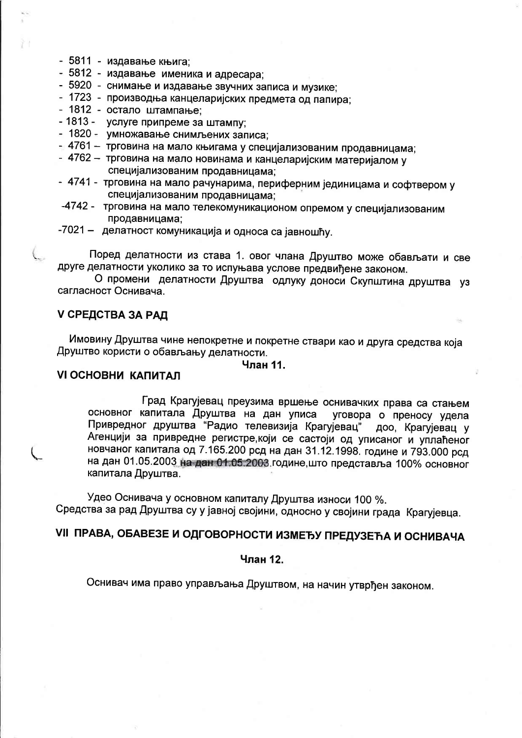- 5811 - издавање књига;
- 5812 - издавање именика и адресара;
- 5920 - снимање и издавање звучних записа и музике;
- 1723 - производња канцеларијских предмета од папира;
- 1812 - остало штампање;
- 1813 - услуге припреме за штампу;
- 1820 - умножавање снимљених записа;
- 4761 – трговина на мало књигама у специјализованим продавницама;
- 4762 – трговина на мало новинама и канцеларијским материјалом у специјализованим продавницама;
- 4741 - трговина на мало рачунарима, периферним јединицама и софтвером у специјализованим продавницама;
- 4742 - трговина на мало телекомуникационом опремом у специјализованим продавницама;
- 7021 – делатност комуникација и односа са јавношћу.

Поред делатности из става 1. овог члана Друштво може обављати и све друге делатности уколико за то испуњава услове предвиђене законом.

О промени делатности Друштва одлуку доноси Скупштина друштва уз сагласност Оснивача.

## V СРЕДСТВА ЗА РАД

Имовину Друштва чине непокретне и покретне ствари као и друга средства која Друштво користи о обављању делатности.

**Члан 11.**

## VI ОСНОВНИ КАПИТАЛ

Град Крагујевац преузима вршење оснивачких права са стањем основног капитала Друштва на дан уписа уговора о преносу удела Привредног друштва "Радио телевизија Крагујевац" доо, Крагујевац у Агенцији за привредне регистре,који се састоји од уписаног и уплаћеног новчаног капитала од 7.165.200 рсд на дан 31.12.1998. године и 793.000 рсд на дан 01.05.2003 ~~на дан 01.05.2003~~ године,што представља 100% основног капитала Друштва.

Удео Оснивача у основном капиталу Друштва износи 100 %.
Средства за рад Друштва су у јавној својини, односно у својини града Крагујевца.

## VII ПРАВА, ОБАВЕЗЕ И ОДГОВОРНОСТИ ИЗМЕЂУ ПРЕДУЗЕЋА И ОСНИВАЧА

**Члан 12.**

Оснивач има право управљања Друштвом, на начин утврђен законом.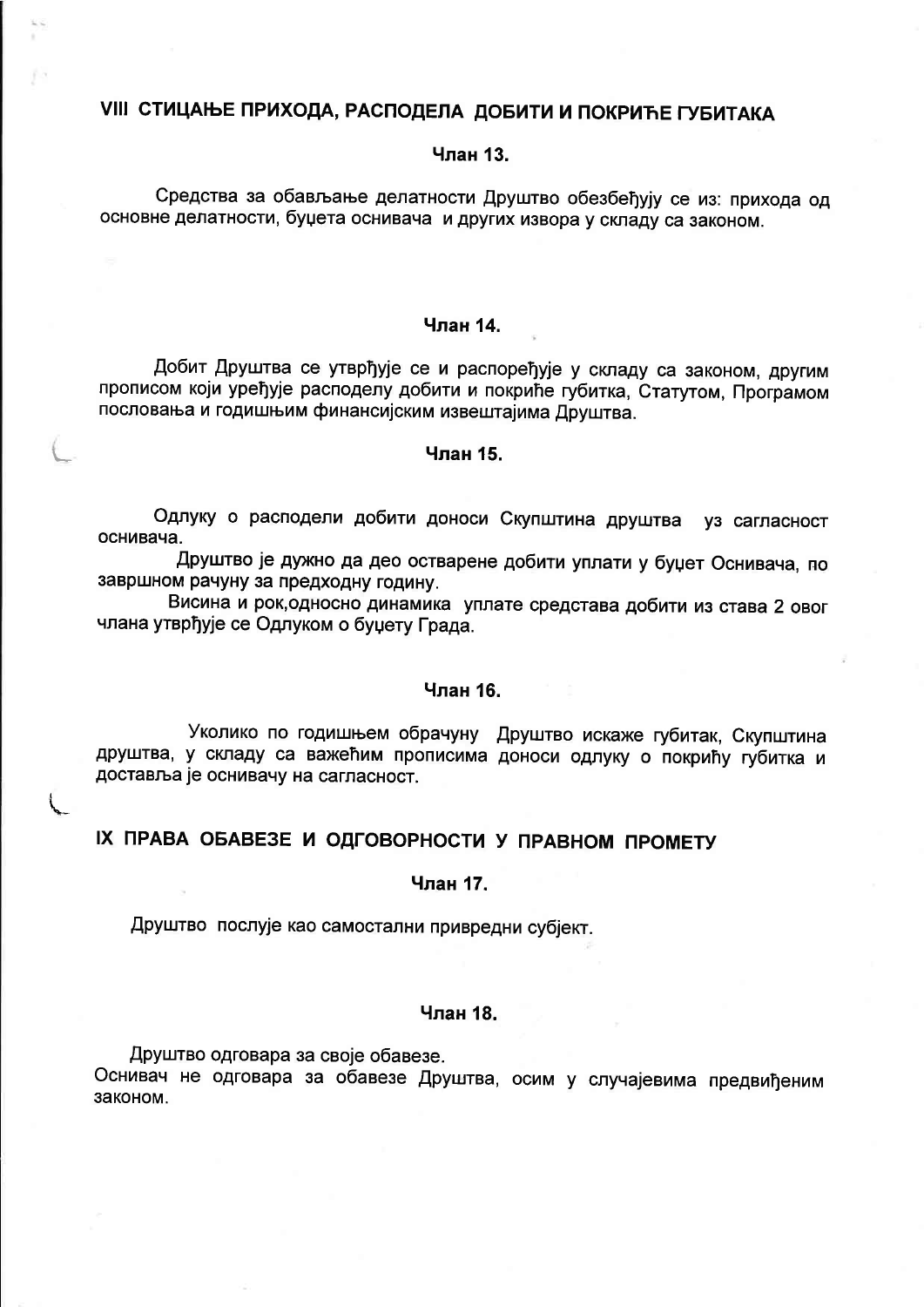## VIII СТИЦАЊЕ ПРИХОДА, РАСПОДЕЛА ДОБИТИ И ПОКРИЋЕ ГУБИТАКА

### Члан 13.

Средства за обављање делатности Друштво обезбеђују се из: прихода од основне делатности, буџета оснивача и других извора у складу са законом.

### Члан 14.

Добит Друштва се утврђује се и распоређује у складу са законом, другим прописом који уређује расподелу добити и покриће губитка, Статутом, Програмом пословања и годишњим финансијским извештајима Друштва.

### Члан 15.

Одлуку о расподели добити доноси Скупштина друштва уз сагласност оснивача.

Друштво је дужно да део остварене добити уплати у буџет Оснивача, по завршном рачуну за предходну годину.

Висина и рок,односно динамика уплате средстава добити из става 2 овог члана утврђује се Одлуком о буџету Града.

### Члан 16.

Уколико по годишњем обрачуну Друштво искаже губитак, Скупштина друштва, у складу са важећим прописима доноси одлуку о покрићу губитка и доставља је оснивачу на сагласност.

## IX ПРАВА ОБАВЕЗЕ И ОДГОВОРНОСТИ У ПРАВНОМ ПРОМЕТУ

### Члан 17.

Друштво послује као самостални привредни субјект.

### Члан 18.

Друштво одговара за своје обавезе.
Оснивач не одговара за обавезе Друштва, осим у случајевима предвиђеним законом.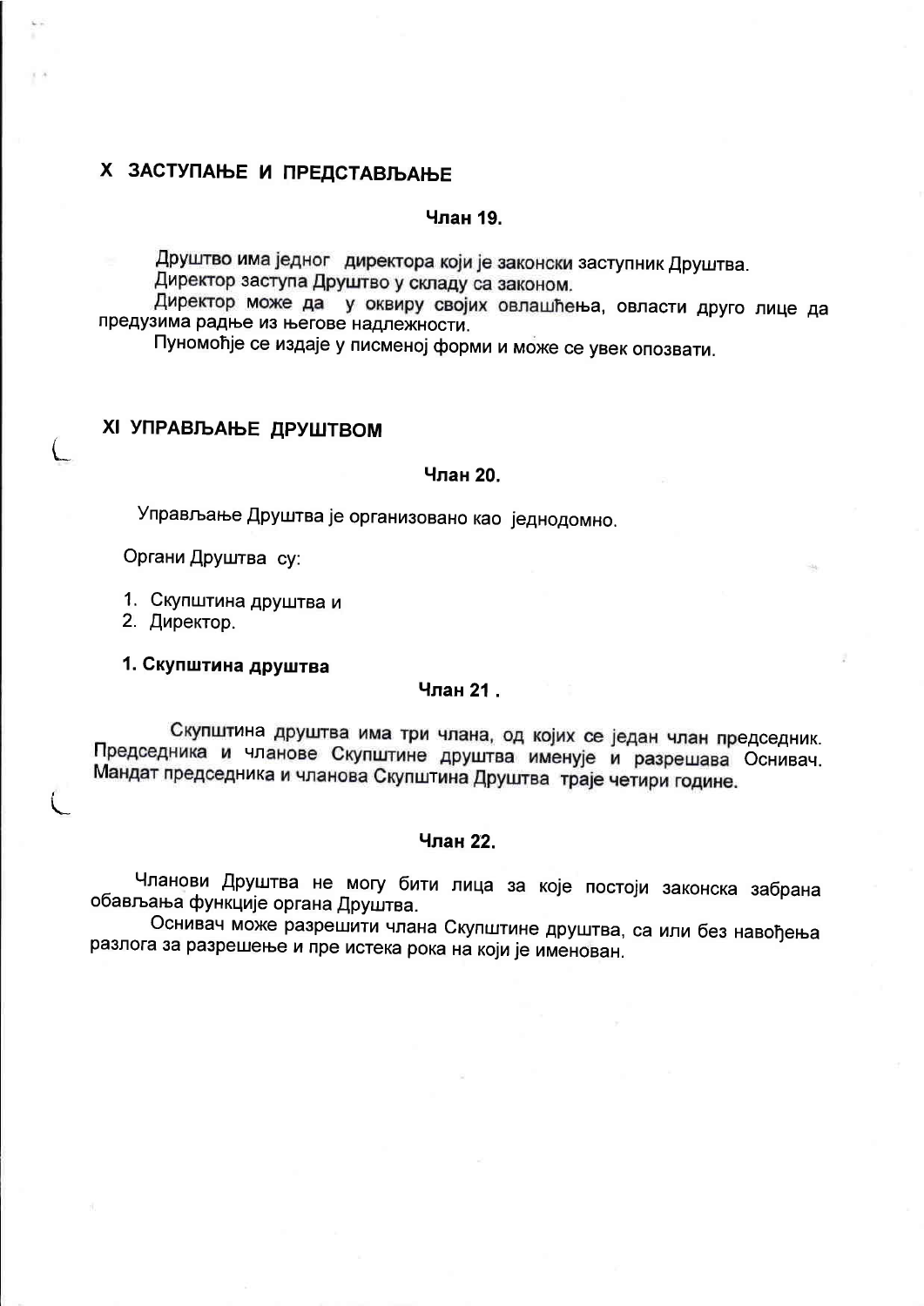## X ЗАСТУПАЊЕ И ПРЕДСТАВЉАЊЕ

**Члан 19.**

Друштво има једног директора који је законски заступник Друштва.
Директор заступа Друштво у складу са законом.
Директор може да у оквиру својих овлашћења, овласти друго лице да предузима радње из његове надлежности.
Пуномоћје се издаје у писменој форми и може се увек опозвати.

## XI УПРАВЉАЊЕ ДРУШТВОМ

**Члан 20.**

Управљање Друштва је организовано као једнодомно.

Органи Друштва су:

1. Скупштина друштва и
2. Директор.

### 1. Скупштина друштва

**Члан 21 .**

Скупштина друштва има три члана, од којих се један члан председник. Председника и чланове Скупштине друштва именује и разрешава Оснивач. Мандат председника и чланова Скупштина Друштва траје четири године.

**Члан 22.**

Чланови Друштва не могу бити лица за које постоји законска забрана обављања функције органа Друштва.

Оснивач може разрешити члана Скупштине друштва, са или без навођења разлога за разрешење и пре истека рока на који је именован.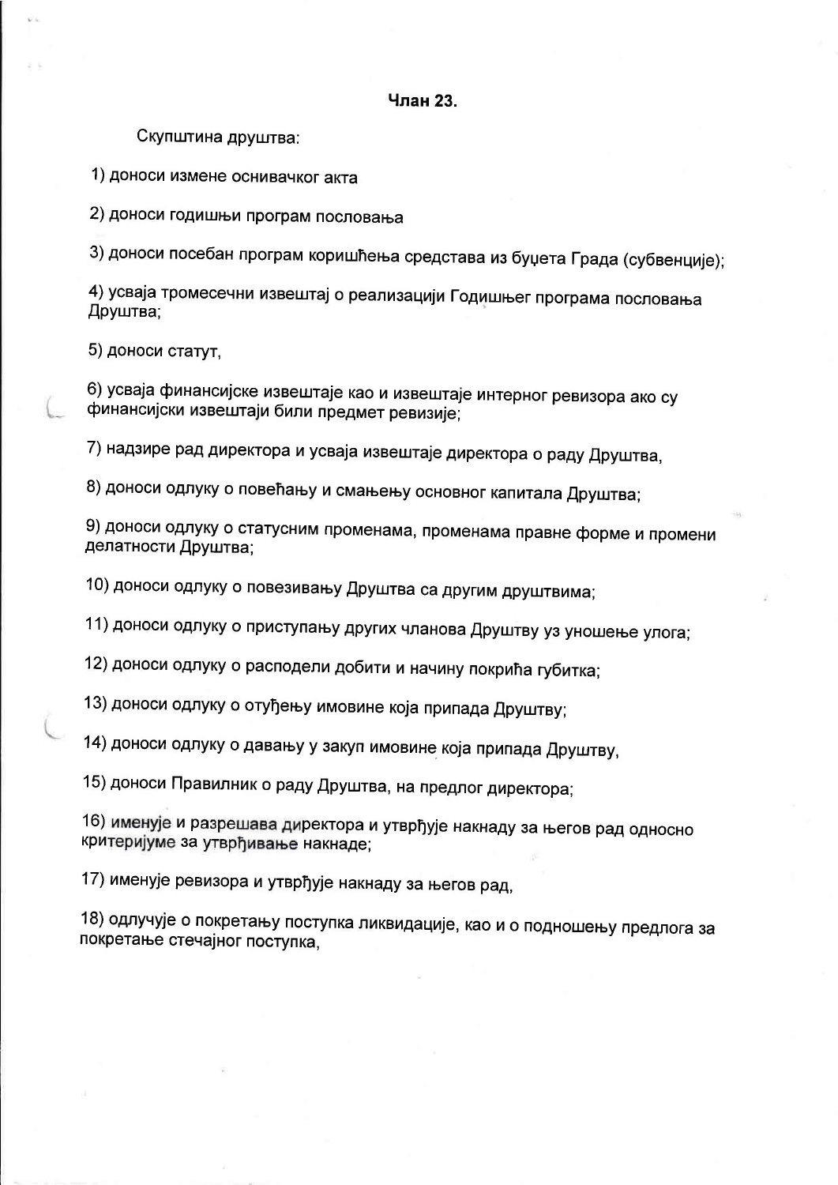**Члан 23.**

Скупштина друштва:

1) доноси измене оснивачког акта

2) доноси годишњи програм пословања

3) доноси посебан програм коришћења средстава из буџета Града (субвенције);

4) усваја тромесечни извештај о реализацији Годишњег програма пословања Друштва;

5) доноси статут,

6) усваја финансијске извештаје као и извештаје интерног ревизора ако су финансијски извештаји били предмет ревизије;

7) надзире рад директора и усваја извештаје директора о раду Друштва,

8) доноси одлуку о повећању и смањењу основног капитала Друштва;

9) доноси одлуку о статусним променама, променама правне форме и промени делатности Друштва;

10) доноси одлуку о повезивању Друштва са другим друштвима;

11) доноси одлуку о приступању других чланова Друштву уз уношење улога;

12) доноси одлуку о расподели добити и начину покрића губитка;

13) доноси одлуку о отуђењу имовине која припада Друштву;

14) доноси одлуку о давању у закуп имовине која припада Друштву,

15) доноси Правилник о раду Друштва, на предлог директора;

16) именује и разрешава директора и утврђује накнаду за његов рад односно критеријуме за утврђивање накнаде;

17) именује ревизора и утврђује накнаду за његов рад,

18) одлучује о покретању поступка ликвидације, као и о подношењу предлога за покретање стечајног поступка,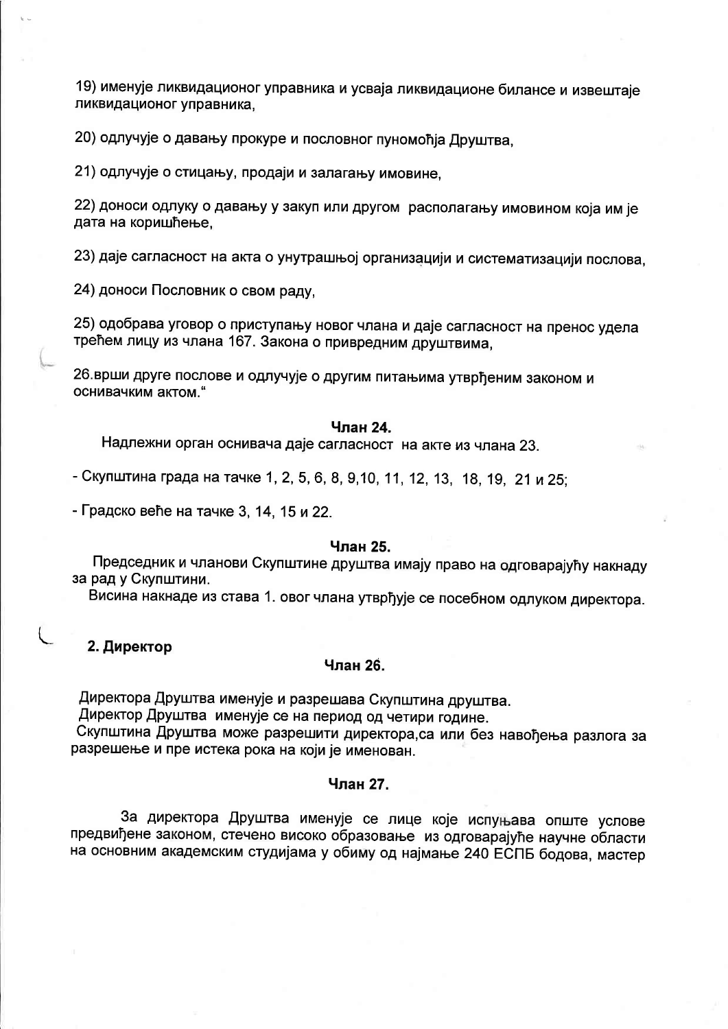19) именује ликвидационог управника и усваја ликвидационе билансе и извештаје ликвидационог управника,

20) одлучује о давању прокуре и пословног пуномоћја Друштва,

21) одлучује о стицању, продаји и залагању имовине,

22) доноси одлуку о давању у закуп или другом располагању имовином која им је дата на коришћење,

23) даје сагласност на акта о унутрашњој организацији и систематизацији послова,

24) доноси Пословник о свом раду,

25) одобрава уговор о приступању новог члана и даје сагласност на пренос удела трећем лицу из члана 167. Закона о привредним друштвима,

26.врши друге послове и одлучује о другим питањима утврђеним законом и оснивачким актом."

**Члан 24.**

Надлежни орган оснивача даје сагласност на акте из члана 23.

- Скупштина града на тачке 1, 2, 5, 6, 8, 9,10, 11, 12, 13, 18, 19, 21 и 25;

- Градско веће на тачке 3, 14, 15 и 22.

**Члан 25.**

Председник и чланови Скупштине друштва имају право на одговарајућу накнаду за рад у Скупштини.

Висина накнаде из става 1. овог члана утврђује се посебном одлуком директора.

## 2. Директор

**Члан 26.**

Директора Друштва именује и разрешава Скупштина друштва.

Директор Друштва именује се на период од четири године.

Скупштина Друштва може разрешити директора,са или без навођења разлога за разрешење и пре истека рока на који је именован.

**Члан 27.**

За директора Друштва именује се лице које испуњава опште услове предвиђене законом, стечено високо образовање из одговарајуће научне области на основним академским студијама у обиму од најмање 240 ЕСПБ бодова, мастер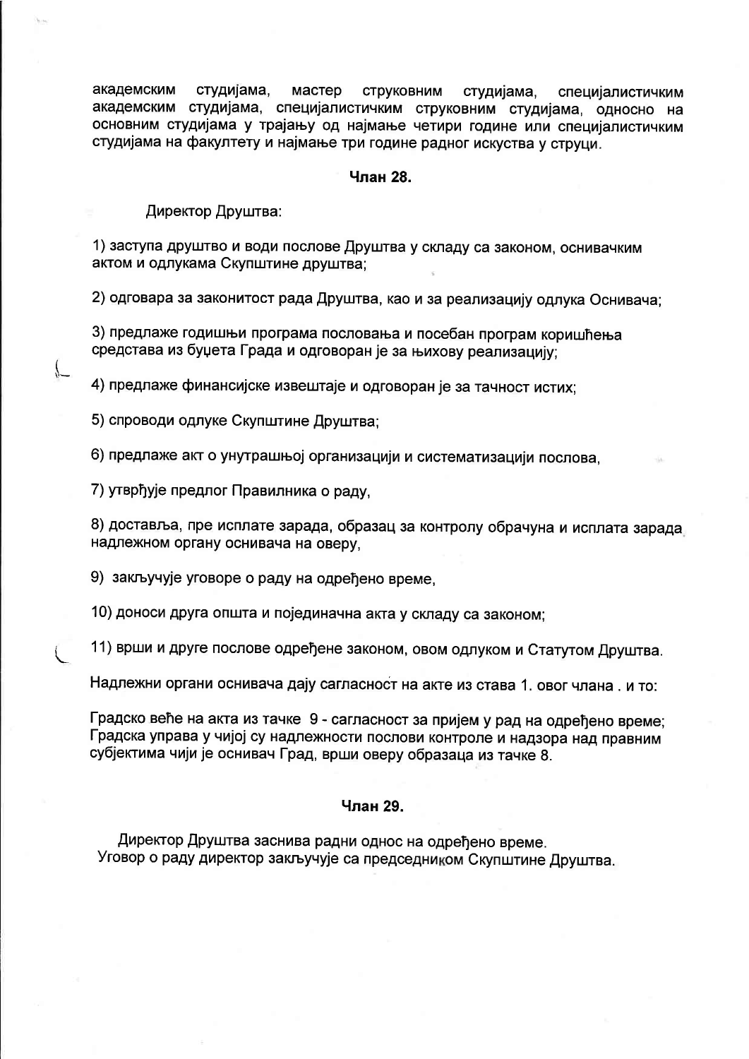академским студијама, мастер струковним студијама, специјалистичким академским студијама, специјалистичким струковним студијама, односно на основним студијама у трајању од најмање четири године или специјалистичким студијама на факултету и најмање три године радног искуства у струци.

## Члан 28.

Директор Друштва:

1) заступа друштво и води послове Друштва у складу са законом, оснивачким актом и одлукама Скупштине друштва;

2) одговара за законитост рада Друштва, као и за реализацију одлука Оснивача;

3) предлаже годишњи програма пословања и посебан програм коришћења средстава из буџета Града и одговоран је за њихову реализацију;

4) предлаже финансијске извештаје и одговоран је за тачност истих;

5) спроводи одлуке Скупштине Друштва;

6) предлаже акт о унутрашњој организацији и систематизацији послова,

7) утврђује предлог Правилника о раду,

8) доставља, пре исплате зарада, образац за контролу обрачуна и исплата зарада надлежном органу оснивача на оверу,

9) закључује уговоре о раду на одређено време,

10) доноси друга општа и појединачна акта у складу са законом;

11) врши и друге послове одређене законом, овом одлуком и Статутом Друштва.

Надлежни органи оснивача дају сагласност на акте из става 1. овог члана . и то:

Градско веће на акта из тачке 9 - сагласност за пријем у рад на одређено време; Градска управа у чијој су надлежности послови контроле и надзора над правним субјектима чији је оснивач Град, врши оверу образаца из тачке 8.

## Члан 29.

Директор Друштва заснива радни однос на одређено време. Уговор о раду директор закључује са председником Скупштине Друштва.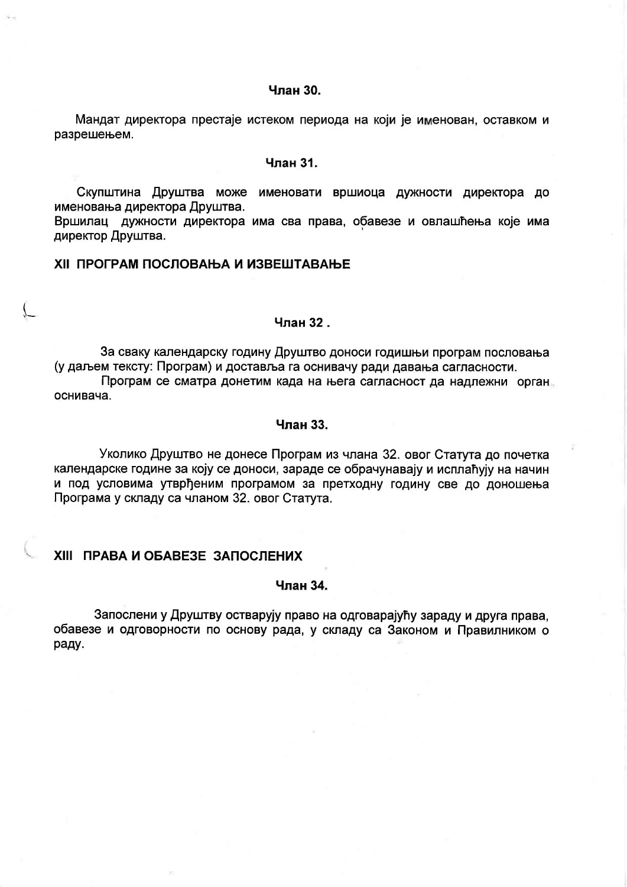**Члан 30.**

Мандат директора престаје истеком периода на који је именован, оставком и разрешењем.

**Члан 31.**

Скупштина Друштва може именовати вршиоца дужности директора до именовања директора Друштва.
Вршилац дужности директора има сва права, обавезе и овлашћења које има директор Друштва.

## XII ПРОГРАМ ПОСЛОВАЊА И ИЗВЕШТАВАЊЕ

**Члан 32 .**

За сваку календарску годину Друштво доноси годишњи програм пословања (у даљем тексту: Програм) и доставља га оснивачу ради давања сагласности.
Програм се сматра донетим када на њега сагласност да надлежни орган оснивача.

**Члан 33.**

Уколико Друштво не донесе Програм из члана 32. овог Статута до почетка календарске године за коју се доноси, зараде се обрачунавају и исплаћују на начин и под условима утврђеним програмом за претходну годину све до доношења Програма у складу са чланом 32. овог Статута.

## XIII ПРАВА И ОБАВЕЗЕ ЗАПОСЛЕНИХ

**Члан 34.**

Запослени у Друштву остварују право на одговарајућу зараду и друга права, обавезе и одговорности по основу рада, у складу са Законом и Правилником о раду.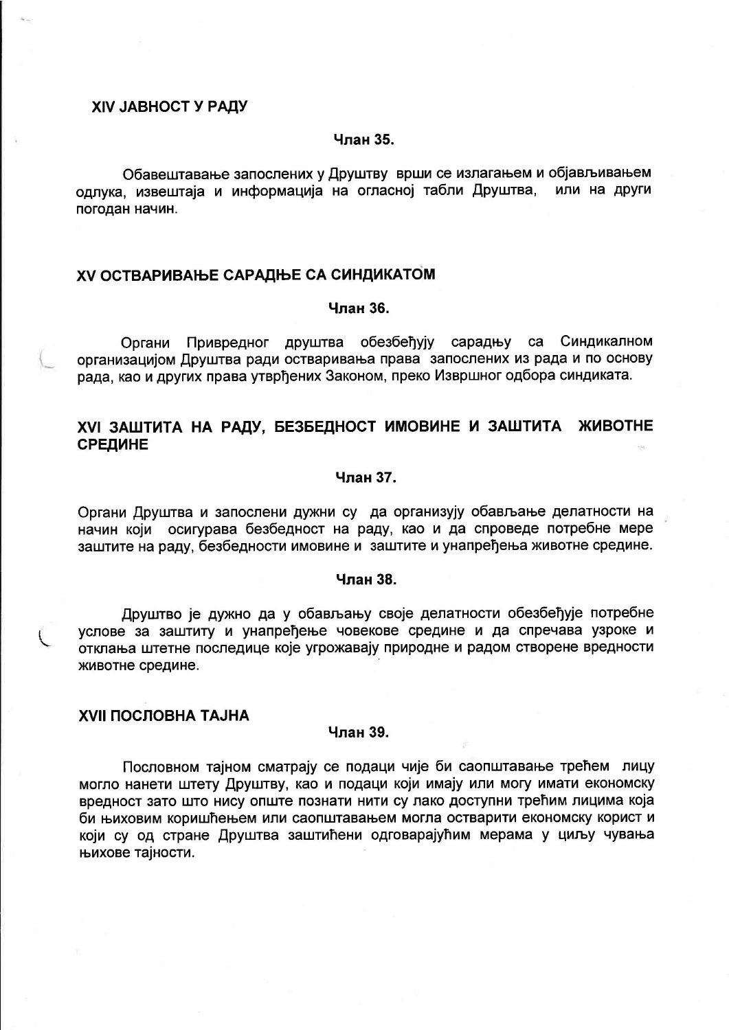## XIV ЈАВНОСТ У РАДУ

**Члан 35.**

Обавештавање запослених у Друштву врши се излагањем и објављивањем одлука, извештаја и информација на огласној табли Друштва, или на други погодан начин.

## XV ОСТВАРИВАЊЕ САРАДЊЕ СА СИНДИКАТОМ

**Члан 36.**

Органи Привредног друштва обезбеђују сарадњу са Синдикалном организацијом Друштва ради остваривања права запослених из рада и по основу рада, као и других права утврђених Законом, преко Извршног одбора синдиката.

## XVI ЗАШТИТА НА РАДУ, БЕЗБЕДНОСТ ИМОВИНЕ И ЗАШТИТА ЖИВОТНЕ СРЕДИНЕ

**Члан 37.**

Органи Друштва и запослени дужни су да организују обављање делатности на начин који осигурава безбедност на раду, као и да спроведе потребне мере заштите на раду, безбедности имовине и заштите и унапређења животне средине.

**Члан 38.**

Друштво је дужно да у обављању своје делатности обезбеђује потребне услове за заштиту и унапређење човекове средине и да спречава узроке и отклања штетне последице које угрожавају природне и радом створене вредности животне средине.

## XVII ПОСЛОВНА ТАЈНА

**Члан 39.**

Пословном тајном сматрају се подаци чије би саопштавање трећем лицу могло нанети штету Друштву, као и подаци који имају или могу имати економску вредност зато што нису опште познати нити су лако доступни трећим лицима која би њиховим коришћењем или саопштавањем могла остварити економску корист и који су од стране Друштва заштићени одговарајућим мерама у циљу чувања њихове тајности.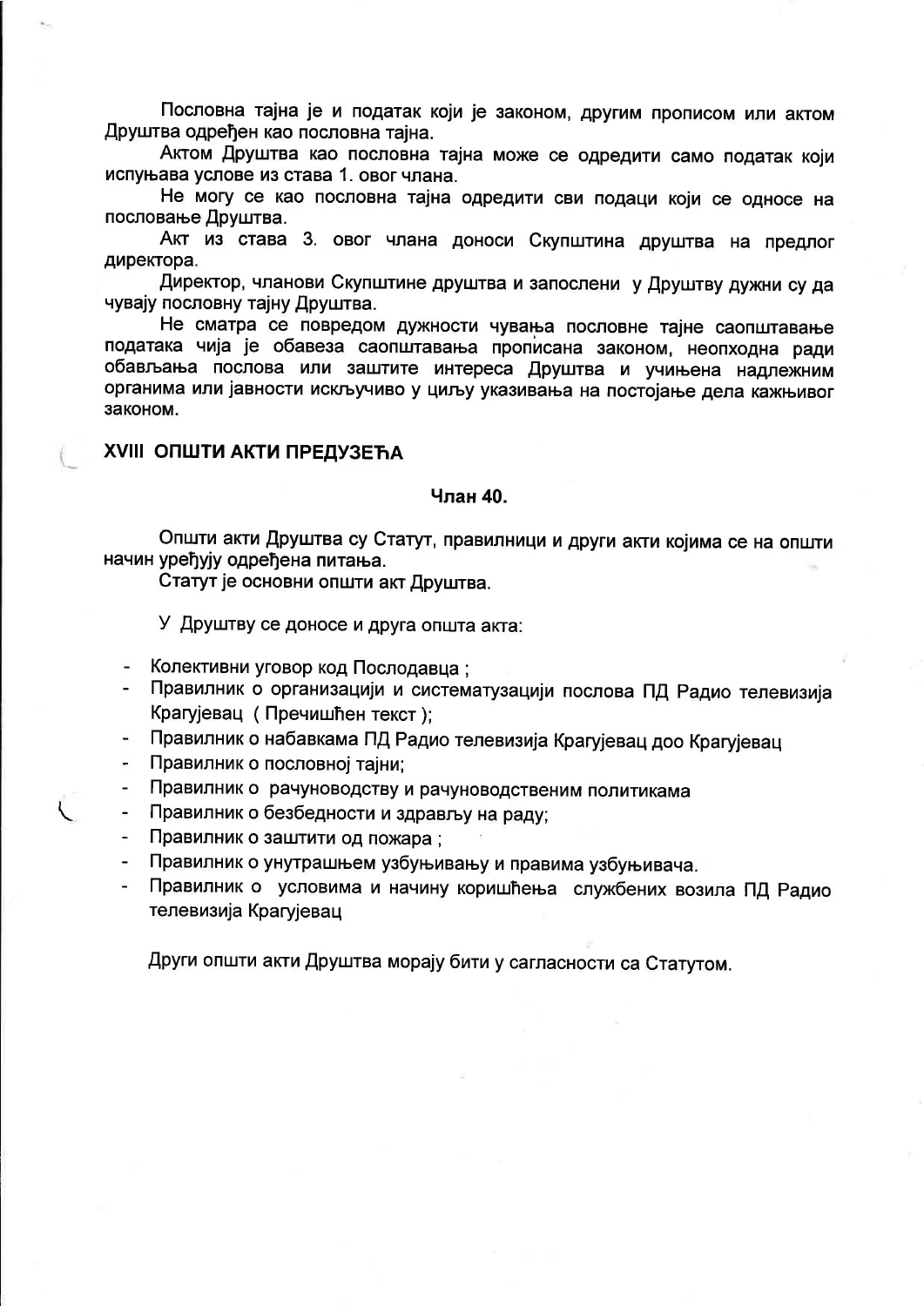Пословна тајна је и податак који је законом, другим прописом или актом Друштва одређен као пословна тајна.

Актом Друштва као пословна тајна може се одредити само податак који испуњава услове из става 1. овог члана.

Не могу се као пословна тајна одредити сви подаци који се односе на пословање Друштва.

Акт из става 3. овог члана доноси Скупштина друштва на предлог директора.

Директор, чланови Скупштине друштва и запослени у Друштву дужни су да чувају пословну тајну Друштва.

Не сматра се повредом дужности чувања пословне тајне саопштавање података чија је обавеза саопштавања прописана законом, неопходна ради обављања послова или заштите интереса Друштва и учињена надлежним органима или јавности искључиво у циљу указивања на постојање дела кажњивог законом.

## XVIII ОПШТИ АКТИ ПРЕДУЗЕЋА

### Члан 40.

Општи акти Друштва су Статут, правилници и други акти којима се на општи начин уређују одређена питања.

Статут је основни општи акт Друштва.

У Друштву се доносе и друга општа акта:

- Колективни уговор код Послодавца ;
- Правилник о организацији и систематузацији послова ПД Радио телевизија Крагујевац ( Пречишћен текст );
- Правилник о набавкама ПД Радио телевизија Крагујевац доо Крагујевац
- Правилник о пословној тајни;
- Правилник о рачуноводству и рачуноводственим политикама
- Правилник о безбедности и здрављу на раду;
- Правилник о заштити од пожара ;
- Правилник о унутрашњем узбуњивању и правима узбуњивача.
- Правилник о условима и начину коришћења службених возила ПД Радио телевизија Крагујевац

Други општи акти Друштва морају бити у сагласности са Статутом.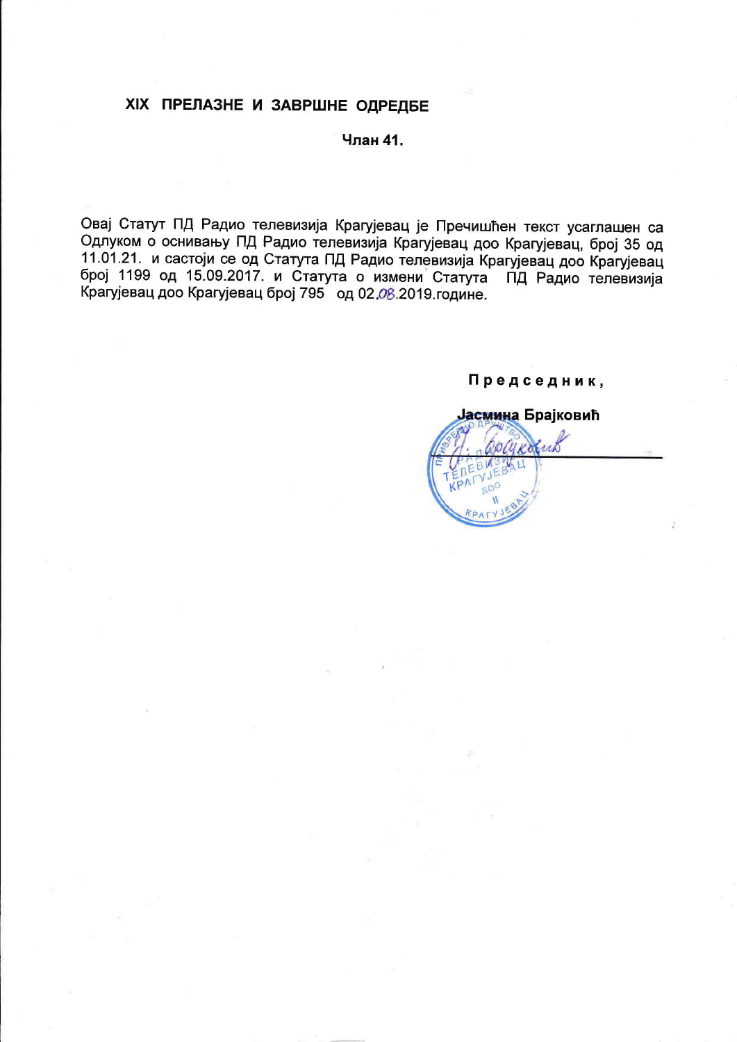## XIX ПРЕЛАЗНЕ И ЗАВРШНЕ ОДРЕДБЕ

**Члан 41.**

Овај Статут ПД Радио телевизија Крагујевац је Пречишћен текст усаглашен са Одлуком о оснивању ПД Радио телевизија Крагујевац доо Крагујевац, број 35 од 11.01.21. и састоји се од Статута ПД Радио телевизија Крагујевац доо Крагујевац број 1199 од 15.09.2017. и Статута о измени Статута ПД Радио телевизија Крагујевац доо Крагујевац број 795 од 02.08.2019.године.

**Председник,**

**Јасмина Брајковић**